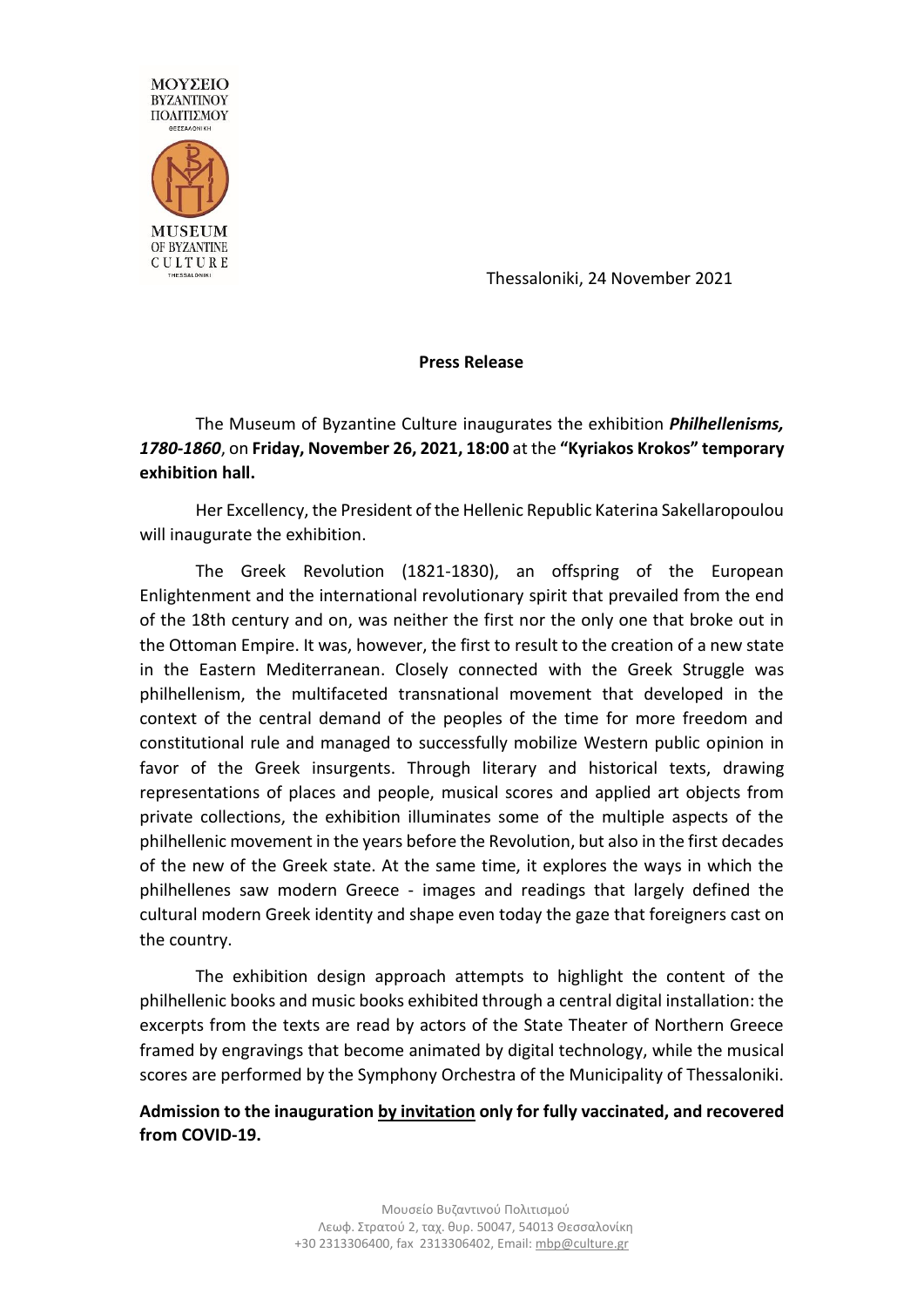ΜΟΥΣΕΙΟ
ΒΥΖΑΝΤΙΝΟΥ
ΠΟΛΙΤΙΣΜΟΥ
ΘΕΣΣΑΛΟΝΙΚΗ

MUSEUM
OF BYZANTINE
CULTURE
THESSALONIKI

Thessaloniki, 24 November 2021

**Press Release**

The Museum of Byzantine Culture inaugurates the exhibition ***Philhellenisms, 1780-1860***, on **Friday, November 26, 2021, 18:00** at the **"Kyriakos Krokos" temporary exhibition hall.**

Her Excellency, the President of the Hellenic Republic Katerina Sakellaropoulou will inaugurate the exhibition.

The Greek Revolution (1821-1830), an offspring of the European Enlightenment and the international revolutionary spirit that prevailed from the end of the 18th century and on, was neither the first nor the only one that broke out in the Ottoman Empire. It was, however, the first to result to the creation of a new state in the Eastern Mediterranean. Closely connected with the Greek Struggle was philhellenism, the multifaceted transnational movement that developed in the context of the central demand of the peoples of the time for more freedom and constitutional rule and managed to successfully mobilize Western public opinion in favor of the Greek insurgents. Through literary and historical texts, drawing representations of places and people, musical scores and applied art objects from private collections, the exhibition illuminates some of the multiple aspects of the philhellenic movement in the years before the Revolution, but also in the first decades of the new of the Greek state. At the same time, it explores the ways in which the philhellenes saw modern Greece - images and readings that largely defined the cultural modern Greek identity and shape even today the gaze that foreigners cast on the country.

The exhibition design approach attempts to highlight the content of the philhellenic books and music books exhibited through a central digital installation: the excerpts from the texts are read by actors of the State Theater of Northern Greece framed by engravings that become animated by digital technology, while the musical scores are performed by the Symphony Orchestra of the Municipality of Thessaloniki.

**Admission to the inauguration by invitation only for fully vaccinated, and recovered from COVID-19.**

Μουσείο Βυζαντινού Πολιτισμού
Λεωφ. Στρατού 2, ταχ. θυρ. 50047, 54013 Θεσσαλονίκη
+30 2313306400, fax 2313306402, Email: mbp@culture.gr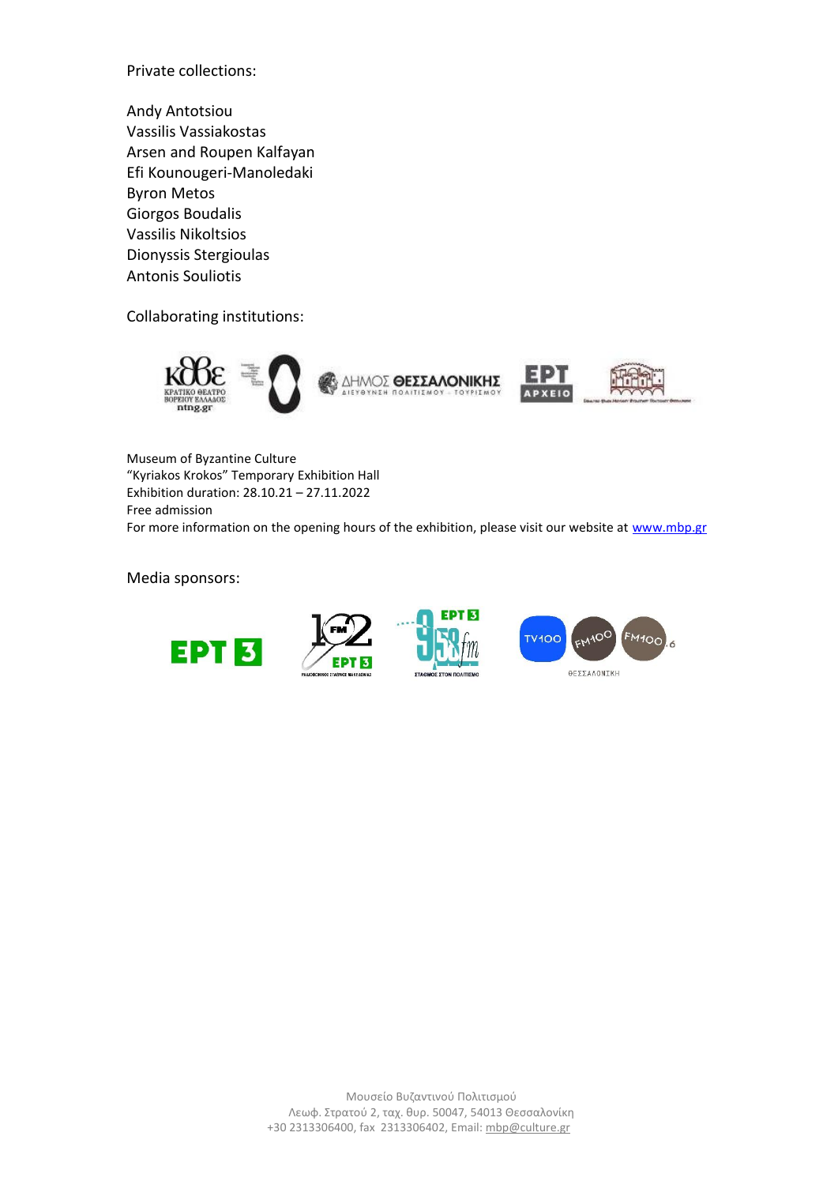Private collections:

Andy Antotsiou
Vassilis Vassiakostas
Arsen and Roupen Kalfayan
Efi Kounougeri-Manoledaki
Byron Metos
Giorgos Boudalis
Vassilis Nikoltsios
Dionyssis Stergioulas
Antonis Souliotis

Collaborating institutions:

Museum of Byzantine Culture
"Kyriakos Krokos" Temporary Exhibition Hall
Exhibition duration: 28.10.21 – 27.11.2022
Free admission
For more information on the opening hours of the exhibition, please visit our website at www.mbp.gr

Media sponsors:

Μουσείο Βυζαντινού Πολιτισμού
Λεωφ. Στρατού 2, ταχ. θυρ. 50047, 54013 Θεσσαλονίκη
+30 2313306400, fax 2313306402, Email: mbp@culture.gr